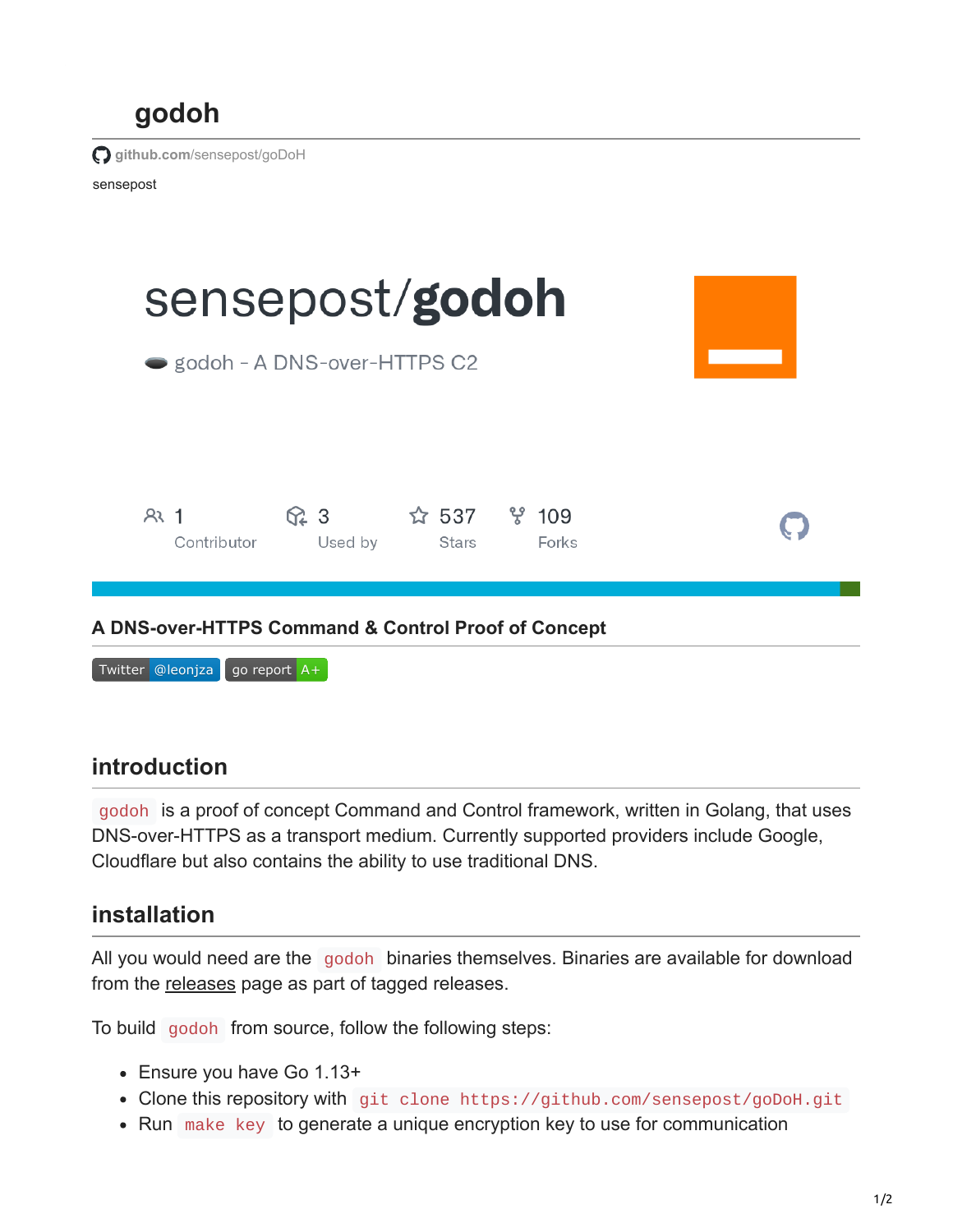# godoh

github.com/sensepost/goDoH

sensepost

sensepost/**godoh**

godoh - A DNS-over-HTTPS C2

1 Contributor | 3 Used by | 537 Stars | 109 Forks

**A DNS-over-HTTPS Command & Control Proof of Concept**

Twitter @leonjza | go report A+

## introduction

`godoh` is a proof of concept Command and Control framework, written in Golang, that uses DNS-over-HTTPS as a transport medium. Currently supported providers include Google, Cloudflare but also contains the ability to use traditional DNS.

## installation

All you would need are the `godoh` binaries themselves. Binaries are available for download from the releases page as part of tagged releases.

To build `godoh` from source, follow the following steps:

- Ensure you have Go 1.13+
- Clone this repository with `git clone https://github.com/sensepost/goDoH.git`
- Run `make key` to generate a unique encryption key to use for communication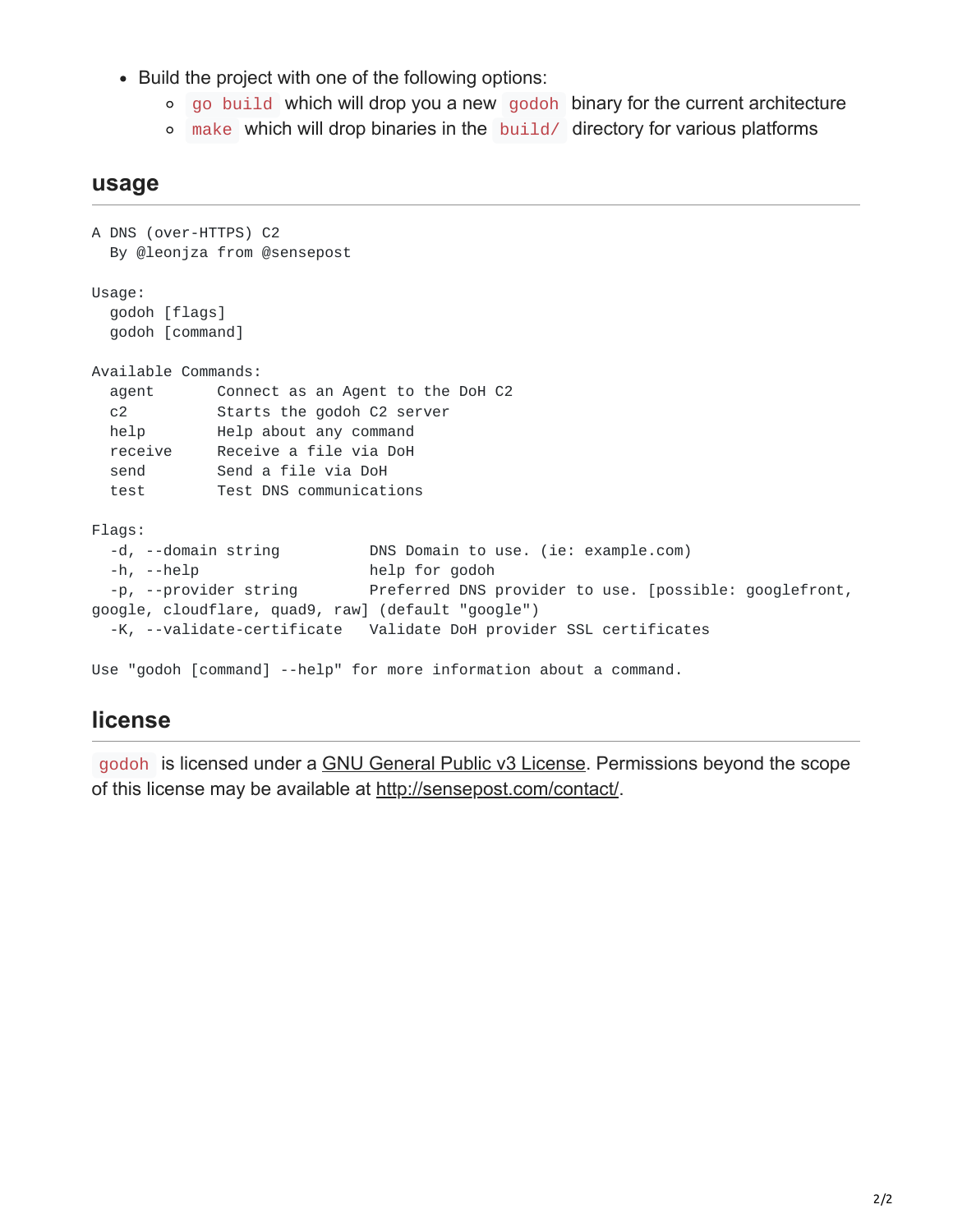- Build the project with one of the following options:
  - `go build` which will drop you a new `godoh` binary for the current architecture
  - `make` which will drop binaries in the `build/` directory for various platforms

## usage

```
A DNS (over-HTTPS) C2
  By @leonjza from @sensepost

Usage:
  godoh [flags]
  godoh [command]

Available Commands:
  agent       Connect as an Agent to the DoH C2
  c2          Starts the godoh C2 server
  help        Help about any command
  receive     Receive a file via DoH
  send        Send a file via DoH
  test        Test DNS communications

Flags:
  -d, --domain string          DNS Domain to use. (ie: example.com)
  -h, --help                   help for godoh
  -p, --provider string        Preferred DNS provider to use. [possible: googlefront,
google, cloudflare, quad9, raw] (default "google")
  -K, --validate-certificate   Validate DoH provider SSL certificates

Use "godoh [command] --help" for more information about a command.
```

## license

`godoh` is licensed under a GNU General Public v3 License. Permissions beyond the scope of this license may be available at http://sensepost.com/contact/.